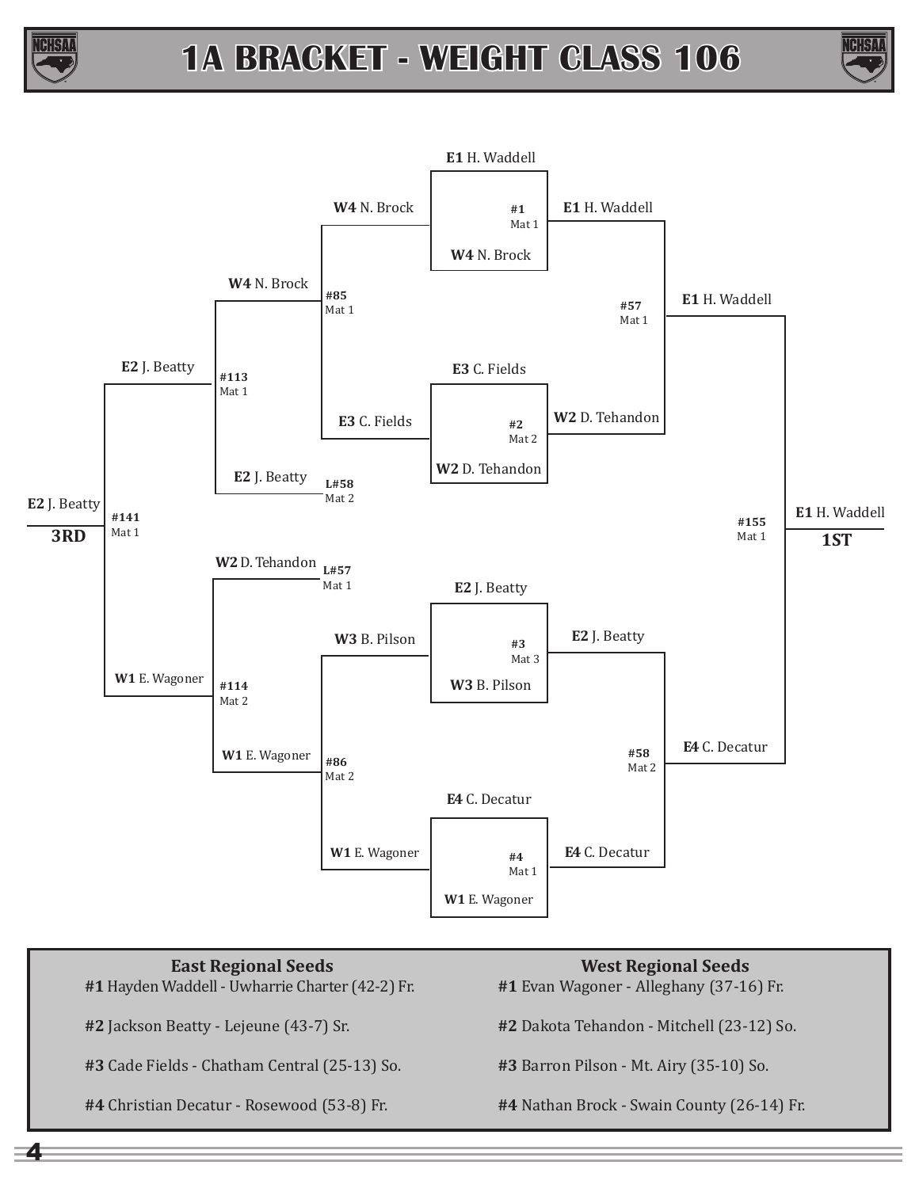# 1A BRACKET - WEIGHT CLASS 106

**E1** H. Waddell

**W4** N. Brock

#1
Mat 1

**E1** H. Waddell

**W4** N. Brock

**W4** N. Brock

#85
Mat 1

#57
Mat 1

**E1** H. Waddell

**E2** J. Beatty

#113
Mat 1

**E3** C. Fields

**E3** C. Fields

#2
Mat 2

**W2** D. Tehandon

**W2** D. Tehandon

**E2** J. Beatty

L#58
Mat 2

**E2** J. Beatty

#141
Mat 1

**3RD**

#155
Mat 1

**E1** H. Waddell

**1ST**

**W2** D. Tehandon

L#57
Mat 1

**E2** J. Beatty

**W3** B. Pilson

#3
Mat 3

**E2** J. Beatty

**W3** B. Pilson

**W1** E. Wagoner

#114
Mat 2

**W1** E. Wagoner

#86
Mat 2

#58
Mat 2

**E4** C. Decatur

**E4** C. Decatur

**W1** E. Wagoner

#4
Mat 1

**E4** C. Decatur

**W1** E. Wagoner

| East Regional Seeds | West Regional Seeds |
|---|---|
| **#1** Hayden Waddell - Uwharrie Charter (42-2) Fr. | **#1** Evan Wagoner - Alleghany (37-16) Fr. |
| **#2** Jackson Beatty - Lejeune (43-7) Sr. | **#2** Dakota Tehandon - Mitchell (23-12) So. |
| **#3** Cade Fields - Chatham Central (25-13) So. | **#3** Barron Pilson - Mt. Airy (35-10) So. |
| **#4** Christian Decatur - Rosewood (53-8) Fr. | **#4** Nathan Brock - Swain County (26-14) Fr. |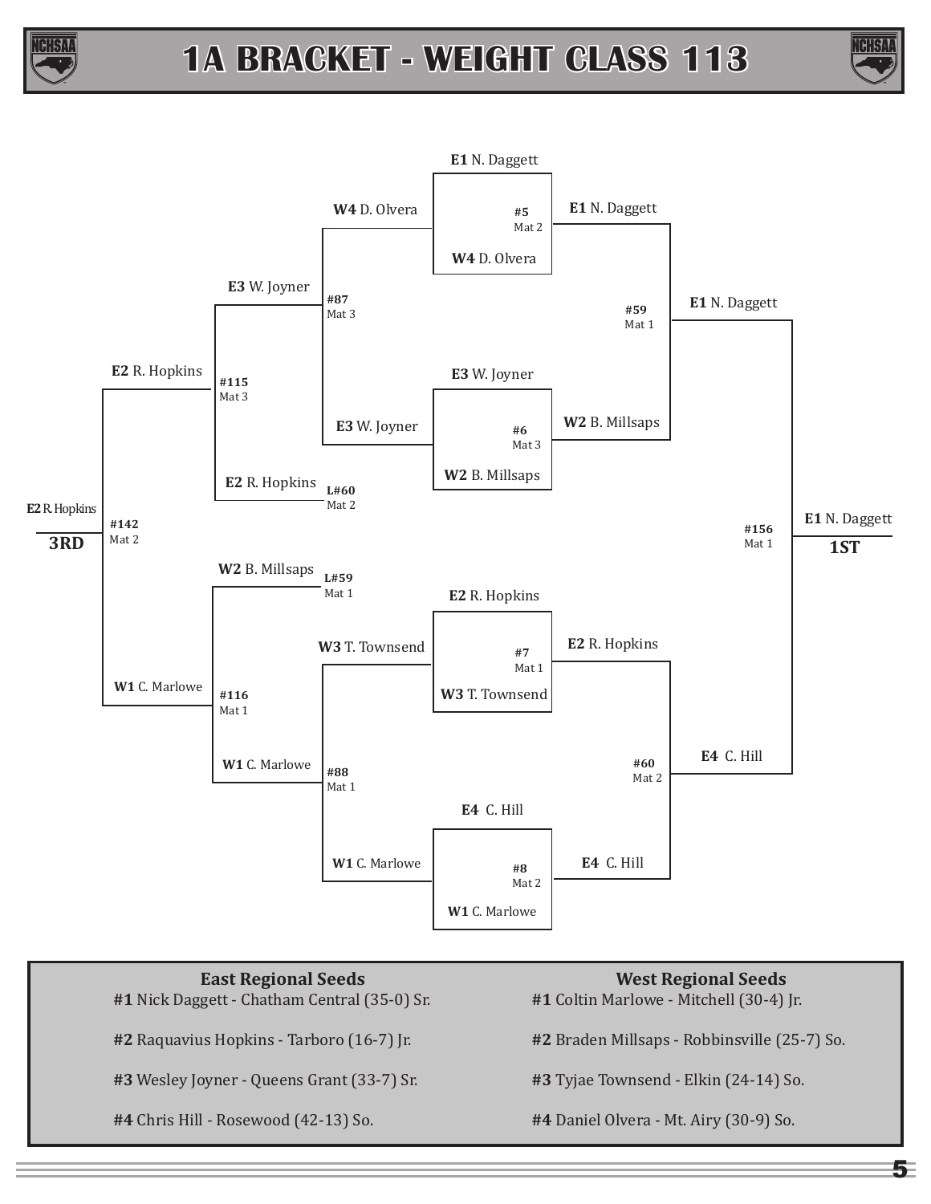# 1A BRACKET - WEIGHT CLASS 113

**E1** N. Daggett

**W4** D. Olvera

#5
Mat 2

**W4** D. Olvera

**E1** N. Daggett

**E3** W. Joyner

#87
Mat 3

#59
Mat 1

**E1** N. Daggett

**E2** R. Hopkins

#115
Mat 3

**E3** W. Joyner

**E3** W. Joyner

#6
Mat 3

**W2** B. Millsaps

**W2** B. Millsaps

**E2** R. Hopkins

L#60
Mat 2

**E2** R. Hopkins

#142
Mat 2

**3RD**

#156
Mat 1

**E1** N. Daggett

**1ST**

**W2** B. Millsaps

L#59
Mat 1

**E2** R. Hopkins

**W3** T. Townsend

#7
Mat 1

**E2** R. Hopkins

**W3** T. Townsend

**W1** C. Marlowe

#116
Mat 1

**W1** C. Marlowe

#88
Mat 1

#60
Mat 2

**E4** C. Hill

**E4** C. Hill

**W1** C. Marlowe

#8
Mat 2

**E4** C. Hill

**W1** C. Marlowe

## East Regional Seeds

**#1** Nick Daggett - Chatham Central (35-0) Sr.

**#2** Raquavius Hopkins - Tarboro (16-7) Jr.

**#3** Wesley Joyner - Queens Grant (33-7) Sr.

**#4** Chris Hill - Rosewood (42-13) So.

## West Regional Seeds

**#1** Coltin Marlowe - Mitchell (30-4) Jr.

**#2** Braden Millsaps - Robbinsville (25-7) So.

**#3** Tyjae Townsend - Elkin (24-14) So.

**#4** Daniel Olvera - Mt. Airy (30-9) So.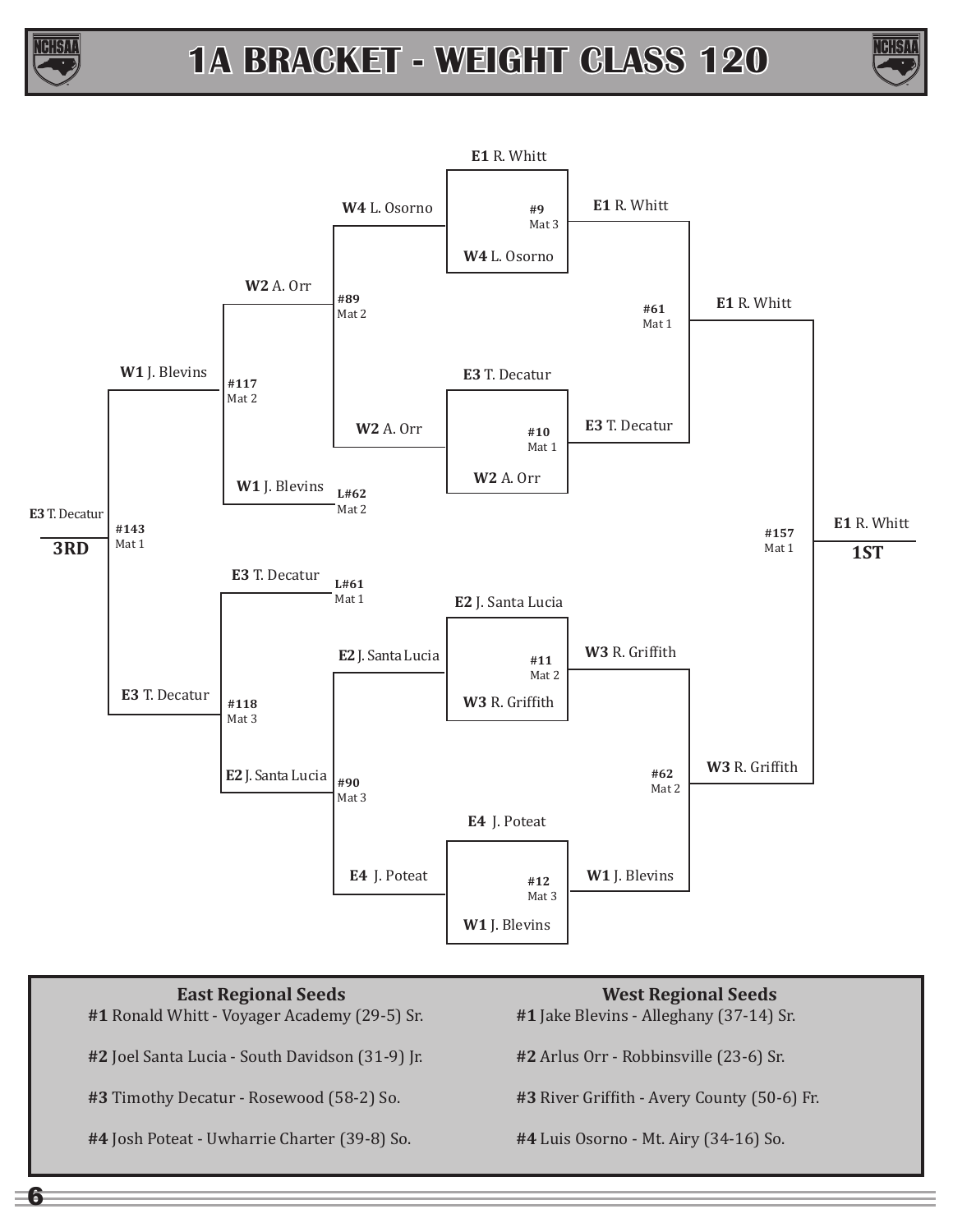# 1A BRACKET - WEIGHT CLASS 120

**E1** R. Whitt

**W4** L. Osorno

#9
Mat 3

**W4** L. Osorno

**E1** R. Whitt

**W2** A. Orr

#89
Mat 2

#61
Mat 1

**E1** R. Whitt

**W1** J. Blevins

#117
Mat 2

**E3** T. Decatur

**W2** A. Orr

#10
Mat 1

**E3** T. Decatur

**W2** A. Orr

**W1** J. Blevins

L#62
Mat 2

**E3** T. Decatur

#143
Mat 1

**3RD**

#157
Mat 1

**E1** R. Whitt

**1ST**

**E3** T. Decatur

L#61
Mat 1

**E2** J. Santa Lucia

**E2** J. Santa Lucia

#11
Mat 2

**W3** R. Griffith

**W3** R. Griffith

**E3** T. Decatur

#118
Mat 3

**E2** J. Santa Lucia

#90
Mat 3

#62
Mat 2

**W3** R. Griffith

**E4** J. Poteat

**E4** J. Poteat

#12
Mat 3

**W1** J. Blevins

**W1** J. Blevins

**East Regional Seeds**

**#1** Ronald Whitt - Voyager Academy (29-5) Sr.

**#2** Joel Santa Lucia - South Davidson (31-9) Jr.

**#3** Timothy Decatur - Rosewood (58-2) So.

**#4** Josh Poteat - Uwharrie Charter (39-8) So.

**West Regional Seeds**

**#1** Jake Blevins - Alleghany (37-14) Sr.

**#2** Arlus Orr - Robbinsville (23-6) Sr.

**#3** River Griffith - Avery County (50-6) Fr.

**#4** Luis Osorno - Mt. Airy (34-16) So.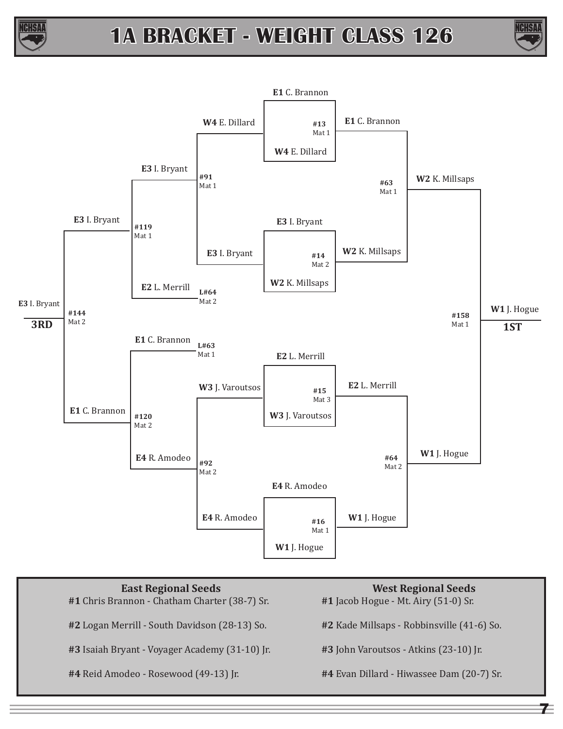# 1A BRACKET - WEIGHT CLASS 126

**E1** C. Brannon
**#13** Mat 1
**W4** E. Dillard

**W4** E. Dillard
**E1** C. Brannon

**E3** I. Bryant
**#91** Mat 1

**#63** Mat 1
**W2** K. Millsaps

**E3** I. Bryant
**#119** Mat 1

**E3** I. Bryant
**#14** Mat 2
**W2** K. Millsaps

**E3** I. Bryant
**W2** K. Millsaps

**E2** L. Merrill
**L#64** Mat 2

**E3** I. Bryant
**#144** Mat 2
**3RD**

**#158** Mat 1
**W1** J. Hogue
**1ST**

**E1** C. Brannon
**L#63** Mat 1

**E2** L. Merrill
**#15** Mat 3
**W3** J. Varoutsos

**W3** J. Varoutsos
**E2** L. Merrill

**E1** C. Brannon
**#120** Mat 2

**E4** R. Amodeo
**#92** Mat 2

**#64** Mat 2
**W1** J. Hogue

**E4** R. Amodeo
**#16** Mat 1
**W1** J. Hogue

**E4** R. Amodeo
**W1** J. Hogue

**East Regional Seeds**

**#1** Chris Brannon - Chatham Charter (38-7) Sr.

**#2** Logan Merrill - South Davidson (28-13) So.

**#3** Isaiah Bryant - Voyager Academy (31-10) Jr.

**#4** Reid Amodeo - Rosewood (49-13) Jr.

**West Regional Seeds**

**#1** Jacob Hogue - Mt. Airy (51-0) Sr.

**#2** Kade Millsaps - Robbinsville (41-6) So.

**#3** John Varoutsos - Atkins (23-10) Jr.

**#4** Evan Dillard - Hiwassee Dam (20-7) Sr.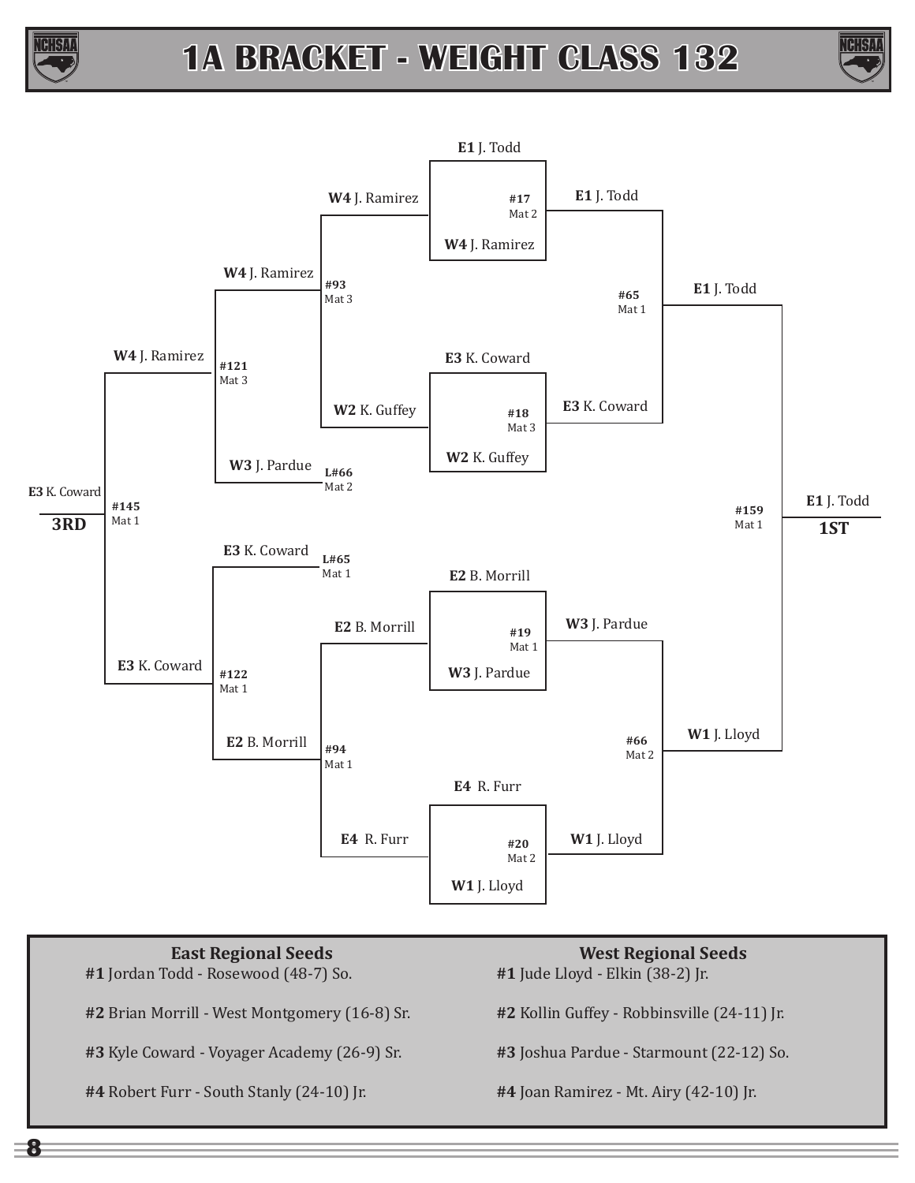# 1A BRACKET - WEIGHT CLASS 132

**E1** J. Todd

**W4** J. Ramirez

#17
Mat 2

**W4** J. Ramirez

**E1** J. Todd

**W4** J. Ramirez

#93
Mat 3

#65
Mat 1

**E1** J. Todd

**W4** J. Ramirez

#121
Mat 3

**E3** K. Coward

**W2** K. Guffey

#18
Mat 3

**E3** K. Coward

**W2** K. Guffey

**W3** J. Pardue

L#66
Mat 2

**E3** K. Coward

#145
Mat 1

**3RD**

#159
Mat 1

**E1** J. Todd

**1ST**

**E3** K. Coward

L#65
Mat 1

**E2** B. Morrill

**E2** B. Morrill

#19
Mat 1

**W3** J. Pardue

**W3** J. Pardue

**E3** K. Coward

#122
Mat 1

#66
Mat 2

**W1** J. Lloyd

**E2** B. Morrill

#94
Mat 1

**E4** R. Furr

**E4** R. Furr

#20
Mat 2

**W1** J. Lloyd

**W1** J. Lloyd

**East Regional Seeds**

**#1** Jordan Todd - Rosewood (48-7) So.

**#2** Brian Morrill - West Montgomery (16-8) Sr.

**#3** Kyle Coward - Voyager Academy (26-9) Sr.

**#4** Robert Furr - South Stanly (24-10) Jr.

**West Regional Seeds**

**#1** Jude Lloyd - Elkin (38-2) Jr.

**#2** Kollin Guffey - Robbinsville (24-11) Jr.

**#3** Joshua Pardue - Starmount (22-12) So.

**#4** Joan Ramirez - Mt. Airy (42-10) Jr.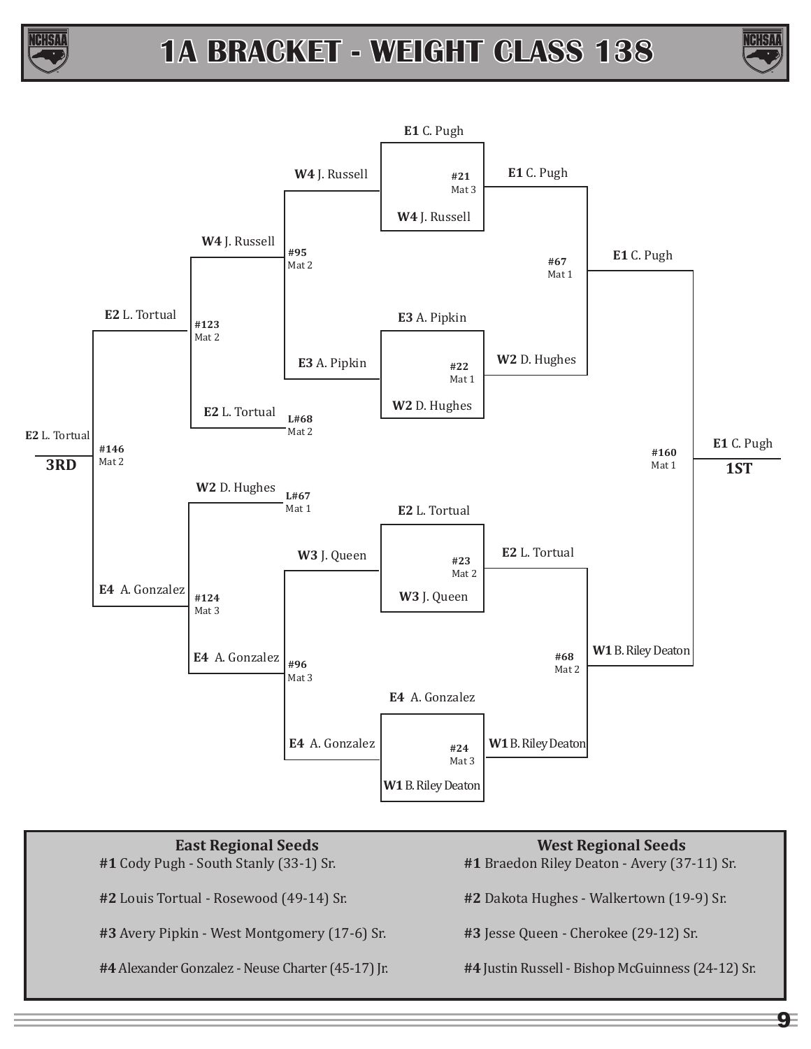# 1A BRACKET - WEIGHT CLASS 138

**Championship Bracket**

| Match | Mat | Wrestlers | Winner |
| --- | --- | --- | --- |
| #21 | Mat 3 | **E1** C. Pugh vs. **W4** J. Russell | **E1** C. Pugh |
| #22 | Mat 1 | **E3** A. Pipkin vs. **W2** D. Hughes | **W2** D. Hughes |
| #23 | Mat 2 | **E2** L. Tortual vs. **W3** J. Queen | **E2** L. Tortual |
| #24 | Mat 3 | **E4** A. Gonzalez vs. **W1** B. Riley Deaton | **W1** B. Riley Deaton |
| #67 | Mat 1 | **E1** C. Pugh vs. **W2** D. Hughes | **E1** C. Pugh |
| #68 | Mat 2 | **E2** L. Tortual vs. **W1** B. Riley Deaton | **W1** B. Riley Deaton |
| #160 | Mat 1 | **E1** C. Pugh vs. **W1** B. Riley Deaton | **E1** C. Pugh — **1ST** |

**Consolation Bracket**

| Match | Mat | Wrestlers | Winner |
| --- | --- | --- | --- |
| #95 | Mat 2 | **W4** J. Russell vs. **E3** A. Pipkin | **W4** J. Russell |
| #96 | Mat 3 | **W3** J. Queen vs. **E4** A. Gonzalez | **E4** A. Gonzalez |
| #123 | Mat 2 | **W4** J. Russell vs. **E2** L. Tortual (L#68) | **E2** L. Tortual |
| #124 | Mat 3 | **W2** D. Hughes (L#67) vs. **E4** A. Gonzalez | **E4** A. Gonzalez |
| #146 | Mat 2 | **E2** L. Tortual vs. **E4** A. Gonzalez | **E2** L. Tortual — **3RD** |

| East Regional Seeds | West Regional Seeds |
| --- | --- |
| **#1** Cody Pugh - South Stanly (33-1) Sr. | **#1** Braedon Riley Deaton - Avery (37-11) Sr. |
| **#2** Louis Tortual - Rosewood (49-14) Sr. | **#2** Dakota Hughes - Walkertown (19-9) Sr. |
| **#3** Avery Pipkin - West Montgomery (17-6) Sr. | **#3** Jesse Queen - Cherokee (29-12) Sr. |
| **#4** Alexander Gonzalez - Neuse Charter (45-17) Jr. | **#4** Justin Russell - Bishop McGuinness (24-12) Sr. |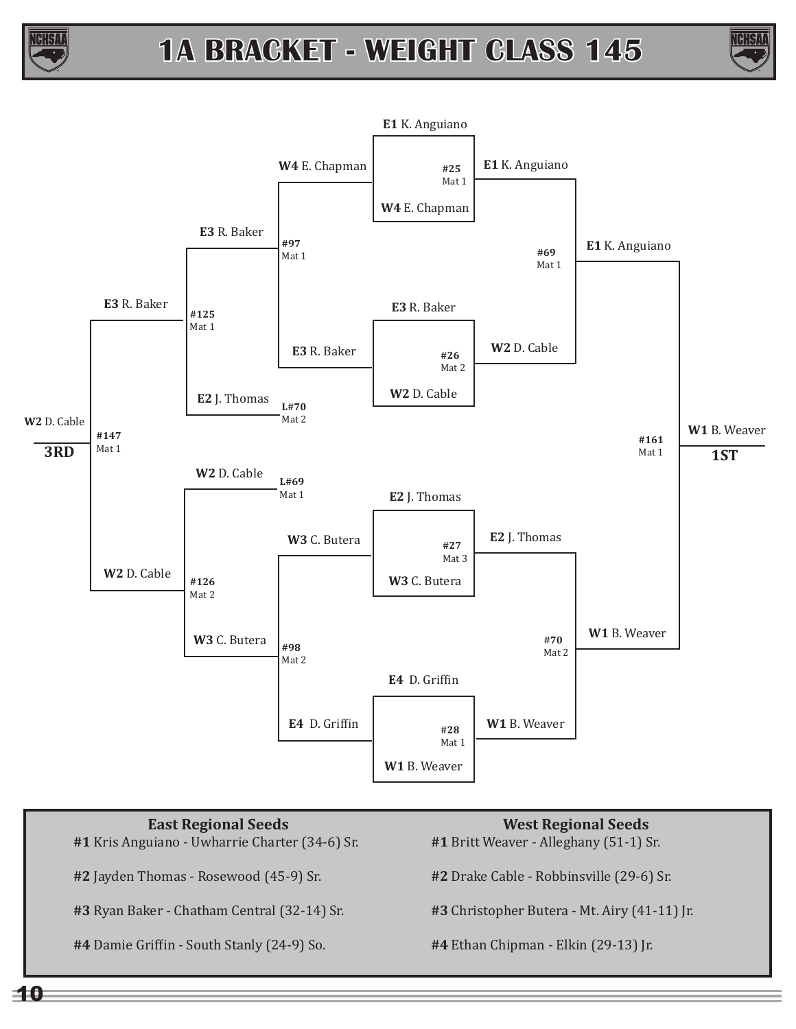# 1A BRACKET - WEIGHT CLASS 145

E1 K. Anguiano
#25 Mat 1
W4 E. Chapman

E3 R. Baker
#26 Mat 2
W2 D. Cable

E2 J. Thomas
#27 Mat 3
W3 C. Butera

E4 D. Griffin
#28 Mat 1
W1 B. Weaver

E1 K. Anguiano
W2 D. Cable
#69 Mat 1

E2 J. Thomas
W1 B. Weaver
#70 Mat 2

E1 K. Anguiano
W1 B. Weaver
#161 Mat 1
W1 B. Weaver
1ST

W4 E. Chapman
E3 R. Baker
#97 Mat 1

W3 C. Butera
E4 D. Griffin
#98 Mat 2

E3 R. Baker
E2 J. Thomas
L#70 Mat 2
#125 Mat 1

W2 D. Cable
L#69 Mat 1
W3 C. Butera
#126 Mat 2

E3 R. Baker
W2 D. Cable
#147 Mat 1
W2 D. Cable
3RD

| East Regional Seeds | West Regional Seeds |
|---|---|
| **#1** Kris Anguiano - Uwharrie Charter (34-6) Sr. | **#1** Britt Weaver - Alleghany (51-1) Sr. |
| **#2** Jayden Thomas - Rosewood (45-9) Sr. | **#2** Drake Cable - Robbinsville (29-6) Sr. |
| **#3** Ryan Baker - Chatham Central (32-14) Sr. | **#3** Christopher Butera - Mt. Airy (41-11) Jr. |
| **#4** Damie Griffin - South Stanly (24-9) So. | **#4** Ethan Chipman - Elkin (29-13) Jr. |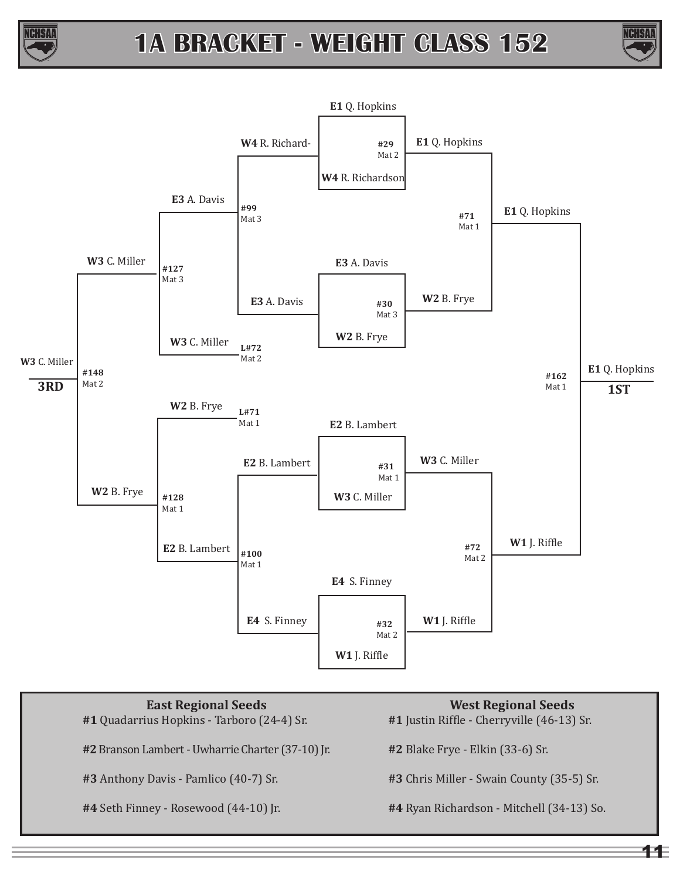# 1A BRACKET - WEIGHT CLASS 152

E1 Q. Hopkins
W4 R. Richard-
#29 Mat 2
W4 R. Richardson
E1 Q. Hopkins

E3 A. Davis
#99 Mat 3
#71 Mat 1
E1 Q. Hopkins

W3 C. Miller
#127 Mat 3
E3 A. Davis
E3 A. Davis
#30 Mat 3
W2 B. Frye
W2 B. Frye

W3 C. Miller
L#72 Mat 2

W3 C. Miller
#148 Mat 2
3RD

#162 Mat 1
E1 Q. Hopkins
1ST

W2 B. Frye
L#71 Mat 1

E2 B. Lambert
E2 B. Lambert
#31 Mat 1
W3 C. Miller
W3 C. Miller

W2 B. Frye
#128 Mat 1

E2 B. Lambert
#100 Mat 1
#72 Mat 2
W1 J. Riffle

E4 S. Finney
E4 S. Finney
#32 Mat 2
W1 J. Riffle
W1 J. Riffle

| East Regional Seeds | West Regional Seeds |
|---|---|
| **#1** Quadarrius Hopkins - Tarboro (24-4) Sr. | **#1** Justin Riffle - Cherryville (46-13) Sr. |
| **#2** Branson Lambert - Uwharrie Charter (37-10) Jr. | **#2** Blake Frye - Elkin (33-6) Sr. |
| **#3** Anthony Davis - Pamlico (40-7) Sr. | **#3** Chris Miller - Swain County (35-5) Sr. |
| **#4** Seth Finney - Rosewood (44-10) Jr. | **#4** Ryan Richardson - Mitchell (34-13) So. |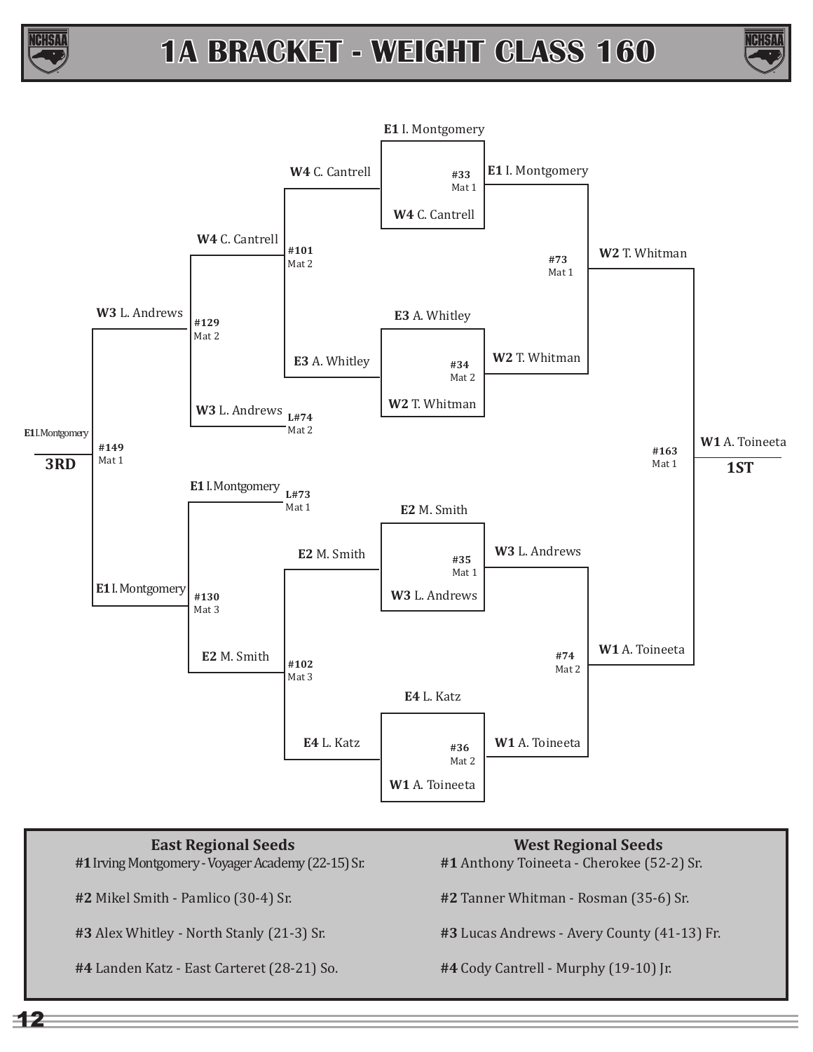# 1A BRACKET - WEIGHT CLASS 160

**E1** I. Montgomery

**W4** C. Cantrell

#33
Mat 1

**E1** I. Montgomery

**W4** C. Cantrell

**W4** C. Cantrell

#101
Mat 2

#73
Mat 1

**W2** T. Whitman

**W3** L. Andrews

#129
Mat 2

**E3** A. Whitley

**E3** A. Whitley

#34
Mat 2

**W2** T. Whitman

**W2** T. Whitman

**W3** L. Andrews

L#74
Mat 2

**E1** I. Montgomery

#149
Mat 1

**3RD**

#163
Mat 1

**W1** A. Toineeta

**1ST**

**E1** I. Montgomery

L#73
Mat 1

**E2** M. Smith

**E2** M. Smith

#35
Mat 1

**W3** L. Andrews

**E1** I. Montgomery

#130
Mat 3

**W3** L. Andrews

**E2** M. Smith

#102
Mat 3

#74
Mat 2

**W1** A. Toineeta

**E4** L. Katz

**E4** L. Katz

#36
Mat 2

**W1** A. Toineeta

**W1** A. Toineeta

## East Regional Seeds

**#1** Irving Montgomery - Voyager Academy (22-15) Sr.

**#2** Mikel Smith - Pamlico (30-4) Sr.

**#3** Alex Whitley - North Stanly (21-3) Sr.

**#4** Landen Katz - East Carteret (28-21) So.

## West Regional Seeds

**#1** Anthony Toineeta - Cherokee (52-2) Sr.

**#2** Tanner Whitman - Rosman (35-6) Sr.

**#3** Lucas Andrews - Avery County (41-13) Fr.

**#4** Cody Cantrell - Murphy (19-10) Jr.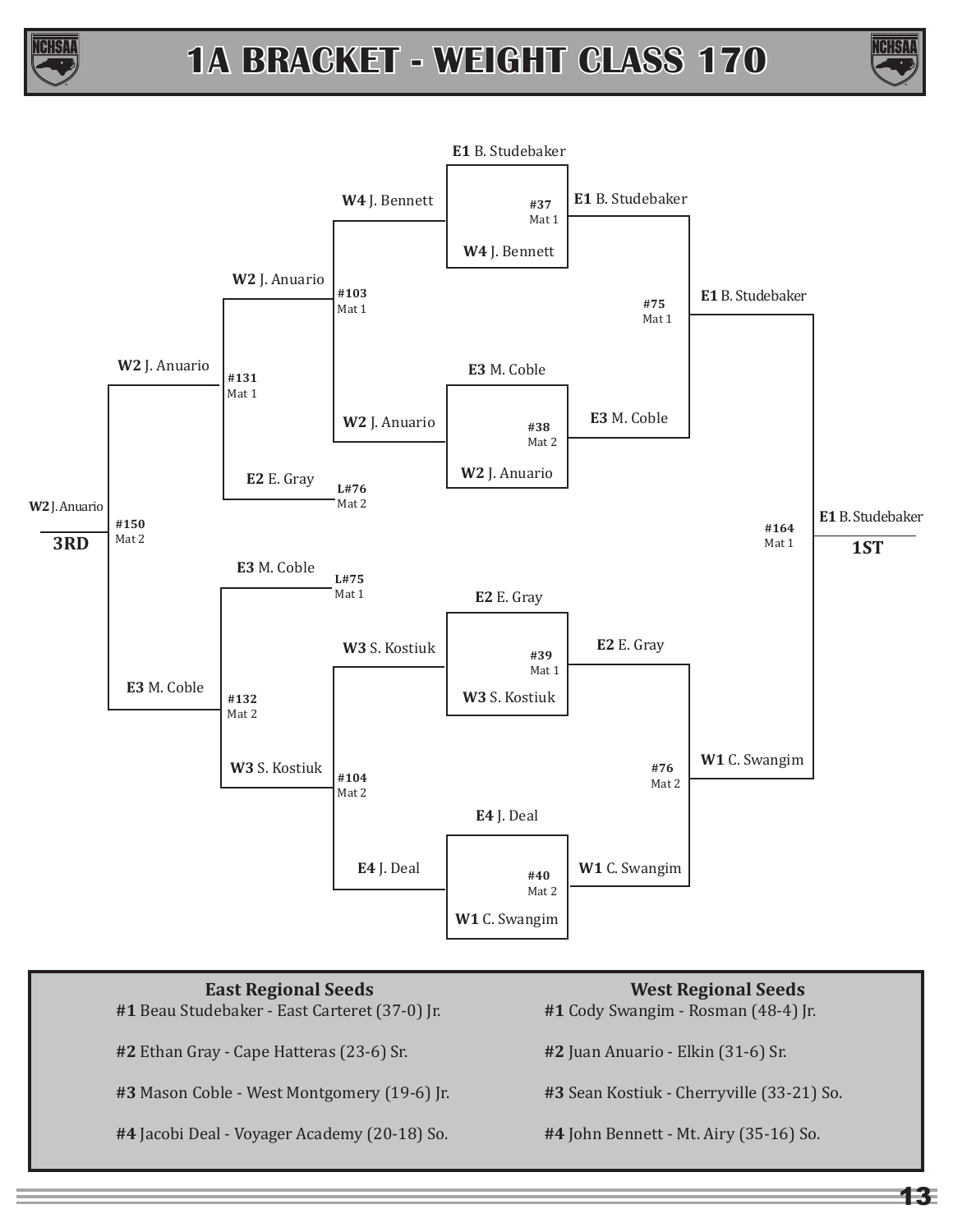# 1A BRACKET - WEIGHT CLASS 170

**Championship Bracket**

**#37** Mat 1: **E1** B. Studebaker vs **W4** J. Bennett — Winner: **E1** B. Studebaker

**#38** Mat 2: **E3** M. Coble vs **W2** J. Anuario — Winner: **W2** J. Anuario

**#39** Mat 1: **E2** E. Gray vs **W3** S. Kostiuk — Winner: **W3** S. Kostiuk

**#40** Mat 2: **E4** J. Deal vs **W1** C. Swangim — Winner: **W1** C. Swangim

**#75** Mat 1: **E1** B. Studebaker vs **E3** M. Coble — Winner: **E1** B. Studebaker

**#76** Mat 2: **E2** E. Gray vs **W1** C. Swangim — Winner: **W1** C. Swangim

**#164** Mat 1: **E1** B. Studebaker vs **W1** C. Swangim — Winner: **E1** B. Studebaker — **1ST**

**Consolation Bracket**

**#103** Mat 1: **W4** J. Bennett vs **W2** J. Anuario — Winner: **W2** J. Anuario

**#104** Mat 2: **W3** S. Kostiuk vs **E4** J. Deal — Winner: **W3** S. Kostiuk

**#131** Mat 1: **W2** J. Anuario vs **E2** E. Gray (L#76 Mat 2) — Winner: **W2** J. Anuario

**#132** Mat 2: **E3** M. Coble (L#75 Mat 1) vs **W3** S. Kostiuk — Winner: **E3** M. Coble

**#150** Mat 2: **W2** J. Anuario vs **E3** M. Coble — Winner: **W2** J. Anuario — **3RD**

## East Regional Seeds

**#1** Beau Studebaker - East Carteret (37-0) Jr.

**#2** Ethan Gray - Cape Hatteras (23-6) Sr.

**#3** Mason Coble - West Montgomery (19-6) Jr.

**#4** Jacobi Deal - Voyager Academy (20-18) So.

## West Regional Seeds

**#1** Cody Swangim - Rosman (48-4) Jr.

**#2** Juan Anuario - Elkin (31-6) Sr.

**#3** Sean Kostiuk - Cherryville (33-21) So.

**#4** John Bennett - Mt. Airy (35-16) So.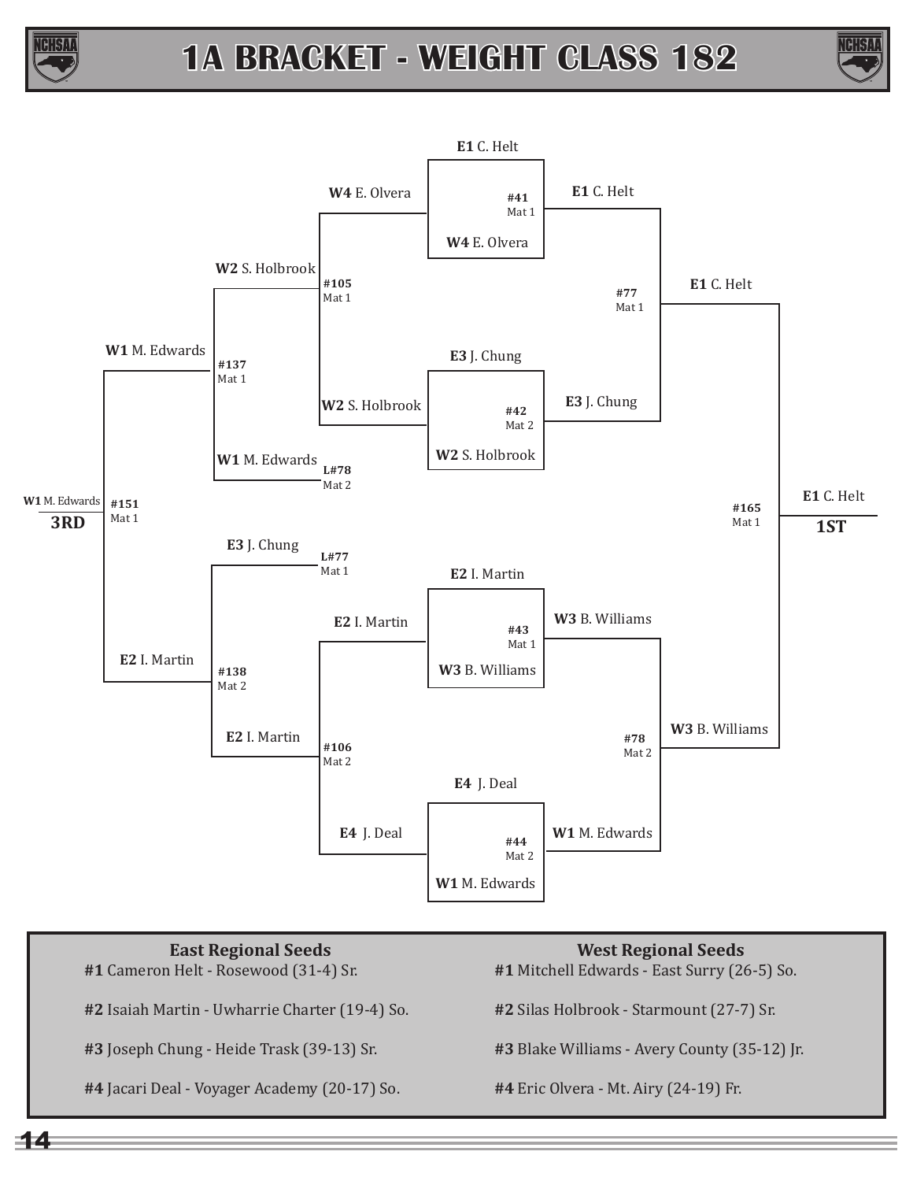# 1A BRACKET - WEIGHT CLASS 182

**E1** C. Helt

**W4** E. Olvera

#41
Mat 1

**W4** E. Olvera

**E1** C. Helt

**W2** S. Holbrook

#105
Mat 1

#77
Mat 1

**E1** C. Helt

**W1** M. Edwards

#137
Mat 1

**E3** J. Chung

**W2** S. Holbrook

#42
Mat 2

**E3** J. Chung

**W2** S. Holbrook

**W1** M. Edwards

L#78
Mat 2

**W1** M. Edwards

**3RD**

#151
Mat 1

#165
Mat 1

**E1** C. Helt

**1ST**

**E3** J. Chung

L#77
Mat 1

**E2** I. Martin

**W3** B. Williams

**E2** I. Martin

#43
Mat 1

**E2** I. Martin

#138
Mat 2

**W3** B. Williams

**E2** I. Martin

#106
Mat 2

#78
Mat 2

**W3** B. Williams

**E4** J. Deal

**E4** J. Deal

#44
Mat 2

**W1** M. Edwards

**W1** M. Edwards

| East Regional Seeds | West Regional Seeds |
|---|---|
| **#1** Cameron Helt - Rosewood (31-4) Sr. | **#1** Mitchell Edwards - East Surry (26-5) So. |
| **#2** Isaiah Martin - Uwharrie Charter (19-4) So. | **#2** Silas Holbrook - Starmount (27-7) Sr. |
| **#3** Joseph Chung - Heide Trask (39-13) Sr. | **#3** Blake Williams - Avery County (35-12) Jr. |
| **#4** Jacari Deal - Voyager Academy (20-17) So. | **#4** Eric Olvera - Mt. Airy (24-19) Fr. |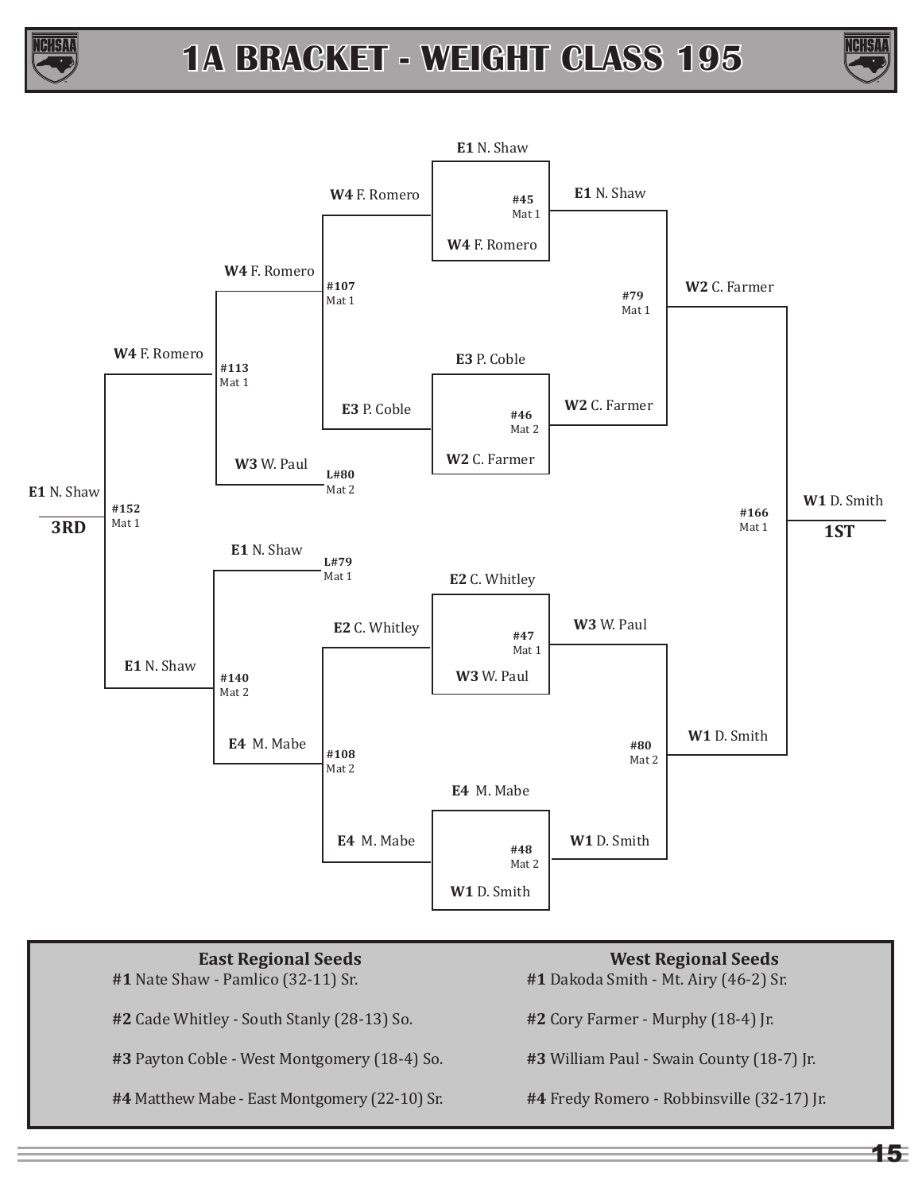# 1A BRACKET - WEIGHT CLASS 195

**E1** N. Shaw

**W4** F. Romero

#45
Mat 1

**E1** N. Shaw

**W4** F. Romero

**W4** F. Romero

#107
Mat 1

#79
Mat 1

**W2** C. Farmer

**W4** F. Romero

#113
Mat 1

**E3** P. Coble

**E3** P. Coble

#46
Mat 2

**W2** C. Farmer

**W2** C. Farmer

**W3** W. Paul

L#80
Mat 2

**E1** N. Shaw

#152
Mat 1

**3RD**

#166
Mat 1

**W1** D. Smith

**1ST**

**E1** N. Shaw

L#79
Mat 1

**E2** C. Whitley

**E2** C. Whitley

#47
Mat 1

**W3** W. Paul

**W3** W. Paul

**E1** N. Shaw

#140
Mat 2

**E4** M. Mabe

#108
Mat 2

#80
Mat 2

**W1** D. Smith

**E4** M. Mabe

**E4** M. Mabe

#48
Mat 2

**W1** D. Smith

**W1** D. Smith

**East Regional Seeds**

**#1** Nate Shaw - Pamlico (32-11) Sr.

**#2** Cade Whitley - South Stanly (28-13) So.

**#3** Payton Coble - West Montgomery (18-4) So.

**#4** Matthew Mabe - East Montgomery (22-10) Sr.

**West Regional Seeds**

**#1** Dakoda Smith - Mt. Airy (46-2) Sr.

**#2** Cory Farmer - Murphy (18-4) Jr.

**#3** William Paul - Swain County (18-7) Jr.

**#4** Fredy Romero - Robbinsville (32-17) Jr.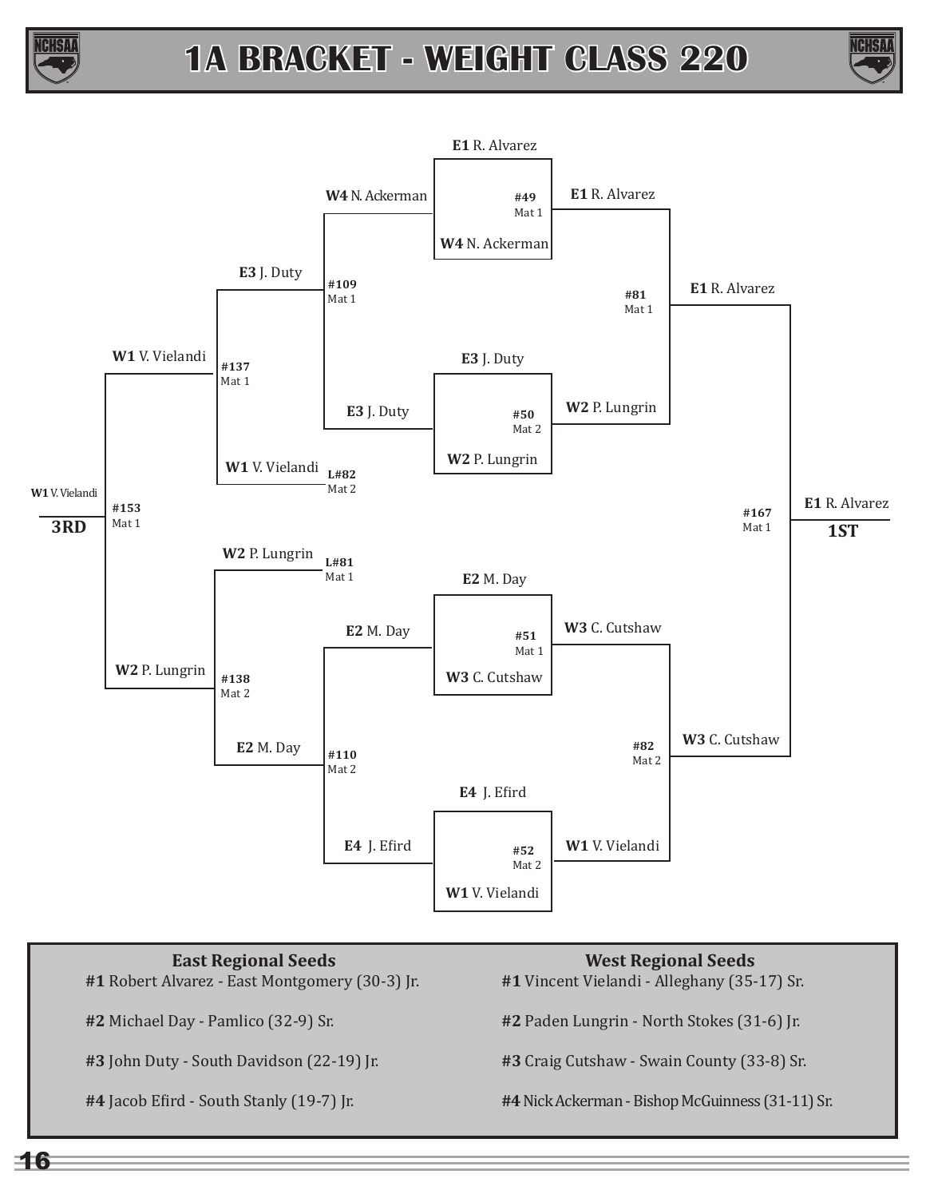# 1A BRACKET - WEIGHT CLASS 220

**E1** R. Alvarez

**W4** N. Ackerman

#49
Mat 1

**W4** N. Ackerman

**E1** R. Alvarez

**E3** J. Duty

#109
Mat 1

#81
Mat 1

**E1** R. Alvarez

**W1** V. Vielandi

#137
Mat 1

**E3** J. Duty

**E3** J. Duty

#50
Mat 2

**W2** P. Lungrin

**W2** P. Lungrin

**W1** V. Vielandi

L#82
Mat 2

**W1** V. Vielandi

#153
Mat 1

**3RD**

#167
Mat 1

**E1** R. Alvarez

**1ST**

**W2** P. Lungrin

L#81
Mat 1

**E2** M. Day

**E2** M. Day

#51
Mat 1

**W3** C. Cutshaw

**W3** C. Cutshaw

**W2** P. Lungrin

#138
Mat 2

**E2** M. Day

#110
Mat 2

#82
Mat 2

**W3** C. Cutshaw

**E4** J. Efird

**E4** J. Efird

#52
Mat 2

**W1** V. Vielandi

**W1** V. Vielandi

| East Regional Seeds | West Regional Seeds |
| --- | --- |
| **#1** Robert Alvarez - East Montgomery (30-3) Jr. | **#1** Vincent Vielandi - Alleghany (35-17) Sr. |
| **#2** Michael Day - Pamlico (32-9) Sr. | **#2** Paden Lungrin - North Stokes (31-6) Jr. |
| **#3** John Duty - South Davidson (22-19) Jr. | **#3** Craig Cutshaw - Swain County (33-8) Sr. |
| **#4** Jacob Efird - South Stanly (19-7) Jr. | **#4** Nick Ackerman - Bishop McGuinness (31-11) Sr. |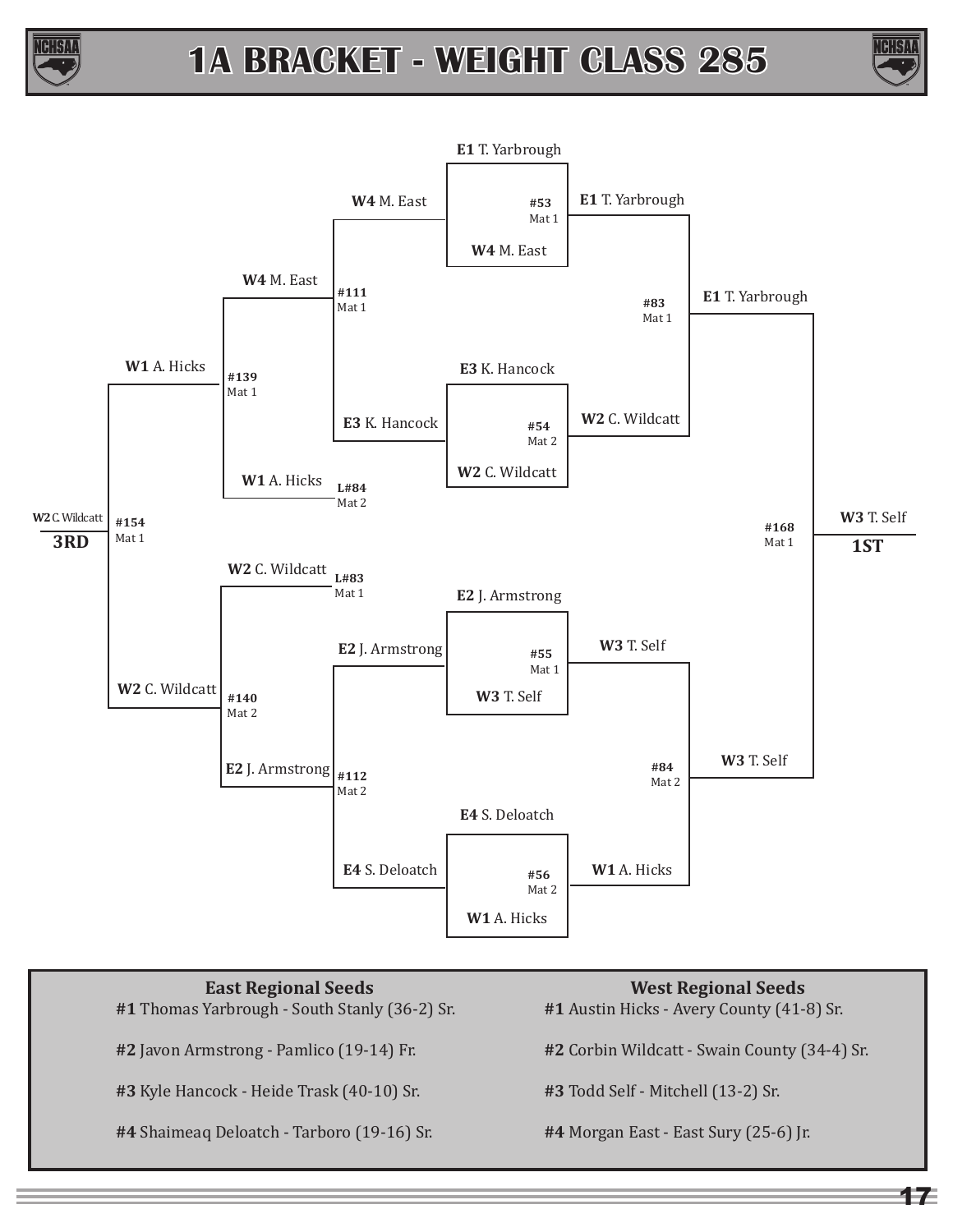# 1A BRACKET - WEIGHT CLASS 285

**E1** T. Yarbrough

**W4** M. East

#53
Mat 1

**W4** M. East

**E1** T. Yarbrough

**W4** M. East

#111
Mat 1

#83
Mat 1

**E1** T. Yarbrough

**E3** K. Hancock

**W1** A. Hicks

#139
Mat 1

**E3** K. Hancock

#54
Mat 2

**W2** C. Wildcatt

**W2** C. Wildcatt

**W1** A. Hicks

L#84
Mat 2

**W2** C. Wildcatt

#154
Mat 1

**3RD**

#168
Mat 1

**W3** T. Self

**1ST**

**W2** C. Wildcatt

L#83
Mat 1

**E2** J. Armstrong

**E2** J. Armstrong

#55
Mat 1

**W3** T. Self

**W3** T. Self

**W2** C. Wildcatt

#140
Mat 2

**E2** J. Armstrong

#112
Mat 2

#84
Mat 2

**W3** T. Self

**E4** S. Deloatch

**E4** S. Deloatch

#56
Mat 2

**W1** A. Hicks

**W1** A. Hicks

| East Regional Seeds | West Regional Seeds |
|---|---|
| **#1** Thomas Yarbrough - South Stanly (36-2) Sr. | **#1** Austin Hicks - Avery County (41-8) Sr. |
| **#2** Javon Armstrong - Pamlico (19-14) Fr. | **#2** Corbin Wildcatt - Swain County (34-4) Sr. |
| **#3** Kyle Hancock - Heide Trask (40-10) Sr. | **#3** Todd Self - Mitchell (13-2) Sr. |
| **#4** Shaimeaq Deloatch - Tarboro (19-16) Sr. | **#4** Morgan East - East Sury (25-6) Jr. |